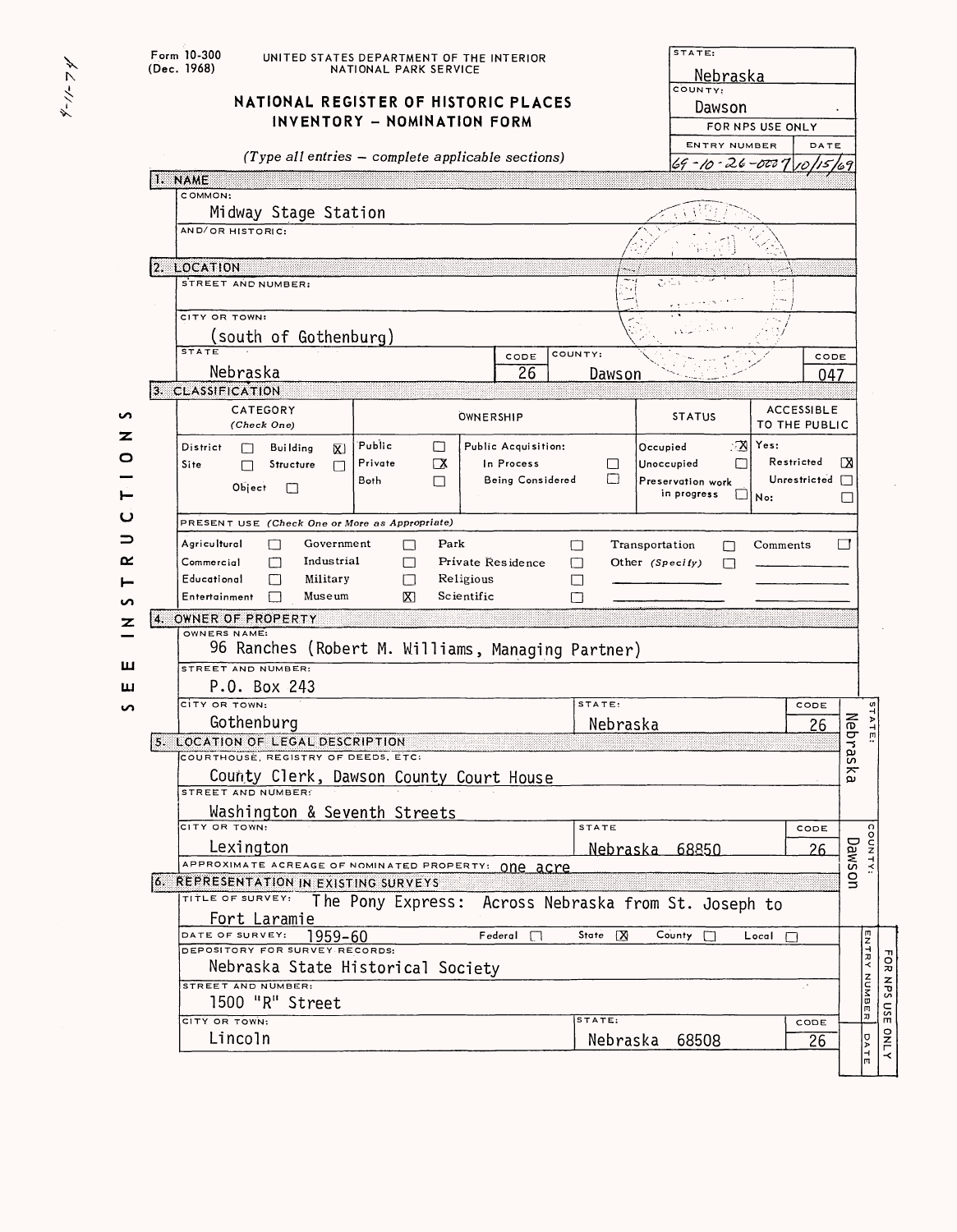Form 10-300
(Dec. 1968)

UNITED STATES DEPARTMENT OF THE INTERIOR
NATIONAL PARK SERVICE

# NATIONAL REGISTER OF HISTORIC PLACES INVENTORY - NOMINATION FORM

*(Type all entries — complete applicable sections)*

| STATE: | |
|---|---|
| Nebraska | |
| COUNTY: | |
| Dawson | |
| FOR NPS USE ONLY | |
| ENTRY NUMBER | DATE |
| 69-10-26-0007 | 10/15/69 |

4-11-74

SEE INSTRUCTIONS

## 1. NAME

COMMON:
Midway Stage Station

AND/OR HISTORIC:

## 2. LOCATION

STREET AND NUMBER:

CITY OR TOWN:
(south of Gothenburg)

| STATE | CODE | COUNTY: | CODE |
|---|---|---|---|
| Nebraska | 26 | Dawson | 047 |

## 3. CLASSIFICATION

| CATEGORY (Check One) | OWNERSHIP | | STATUS | ACCESSIBLE TO THE PUBLIC |
|---|---|---|---|---|
| District ☐ Building ☒ | Public ☐ | Public Acquisition: | Occupied ☒ | Yes: |
| Site ☐ Structure ☐ | Private ☒ | In Process ☐ | Unoccupied ☐ | Restricted ☒ |
| Object ☐ | Both ☐ | Being Considered ☐ | Preservation work in progress ☐ | Unrestricted ☐ |
| | | | | No: ☐ |

PRESENT USE *(Check One or More as Appropriate)*

| | | | | |
|---|---|---|---|---|
| Agricultural ☐ | Government ☐ | Park ☐ | Transportation ☐ | Comments ☐ |
| Commercial ☐ | Industrial ☐ | Private Residence ☐ | Other *(Specify)* ☐ | |
| Educational ☐ | Military ☐ | Religious ☐ | | |
| Entertainment ☐ | Museum ☒ | Scientific ☐ | | |

## 4. OWNER OF PROPERTY

OWNERS NAME:
96 Ranches (Robert M. Williams, Managing Partner)

STREET AND NUMBER:
P.O. Box 243

| CITY OR TOWN: | STATE: | CODE |
|---|---|---|
| Gothenburg | Nebraska | 26 |

## 5. LOCATION OF LEGAL DESCRIPTION

COURTHOUSE, REGISTRY OF DEEDS, ETC:
County Clerk, Dawson County Court House

STREET AND NUMBER:
Washington & Seventh Streets

| CITY OR TOWN: | STATE | CODE |
|---|---|---|
| Lexington | Nebraska 68850 | 26 |

APPROXIMATE ACREAGE OF NOMINATED PROPERTY: one acre

## 6. REPRESENTATION IN EXISTING SURVEYS

TITLE OF SURVEY: The Pony Express: Across Nebraska from St. Joseph to Fort Laramie

DATE OF SURVEY: 1959-60 Federal ☐ State ☒ County ☐ Local ☐

DEPOSITORY FOR SURVEY RECORDS:
Nebraska State Historical Society

STREET AND NUMBER:
1500 "R" Street

| CITY OR TOWN: | STATE: | CODE |
|---|---|---|
| Lincoln | Nebraska 68508 | 26 |

STATE: Nebraska
COUNTY: Dawson
FOR NPS USE ONLY
ENTRY NUMBER
DATE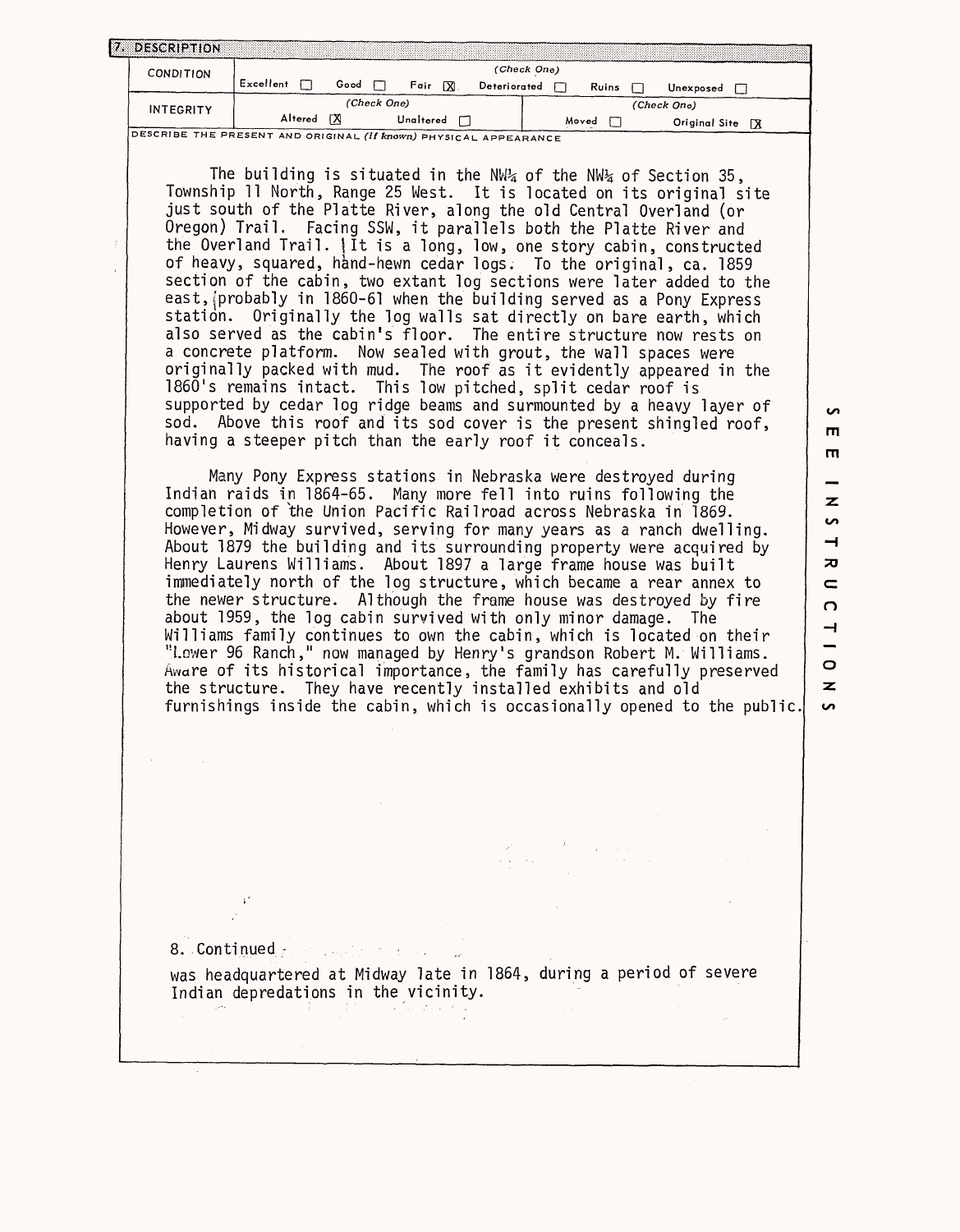## 7. DESCRIPTION

| CONDITION | (Check One) | | | | | |
|---|---|---|---|---|---|---|
| | Excellent ☐ | Good ☐ | Fair ☒ | Deteriorated ☐ | Ruins ☐ | Unexposed ☐ |

| INTEGRITY | (Check One) | | (Check One) | |
|---|---|---|---|---|
| | Altered ☒ | Unaltered ☐ | Moved ☐ | Original Site ☒ |

DESCRIBE THE PRESENT AND ORIGINAL *(if known)* PHYSICAL APPEARANCE

The building is situated in the NW¼ of the NW¼ of Section 35, Township 11 North, Range 25 West. It is located on its original site just south of the Platte River, along the old Central Overland (or Oregon) Trail. Facing SSW, it parallels both the Platte River and the Overland Trail. It is a long, low, one story cabin, constructed of heavy, squared, hand-hewn cedar logs. To the original, ca. 1859 section of the cabin, two extant log sections were later added to the east, probably in 1860-61 when the building served as a Pony Express station. Originally the log walls sat directly on bare earth, which also served as the cabin's floor. The entire structure now rests on a concrete platform. Now sealed with grout, the wall spaces were originally packed with mud. The roof as it evidently appeared in the 1860's remains intact. This low pitched, split cedar roof is supported by cedar log ridge beams and surmounted by a heavy layer of sod. Above this roof and its sod cover is the present shingled roof, having a steeper pitch than the early roof it conceals.

Many Pony Express stations in Nebraska were destroyed during Indian raids in 1864-65. Many more fell into ruins following the completion of the Union Pacific Railroad across Nebraska in 1869. However, Midway survived, serving for many years as a ranch dwelling. About 1879 the building and its surrounding property were acquired by Henry Laurens Williams. About 1897 a large frame house was built immediately north of the log structure, which became a rear annex to the newer structure. Although the frame house was destroyed by fire about 1959, the log cabin survived with only minor damage. The Williams family continues to own the cabin, which is located on their "Lower 96 Ranch," now managed by Henry's grandson Robert M. Williams. Aware of its historical importance, the family has carefully preserved the structure. They have recently installed exhibits and old furnishings inside the cabin, which is occasionally opened to the public.

SEE INSTRUCTIONS

8. Continued

was headquartered at Midway late in 1864, during a period of severe Indian depredations in the vicinity.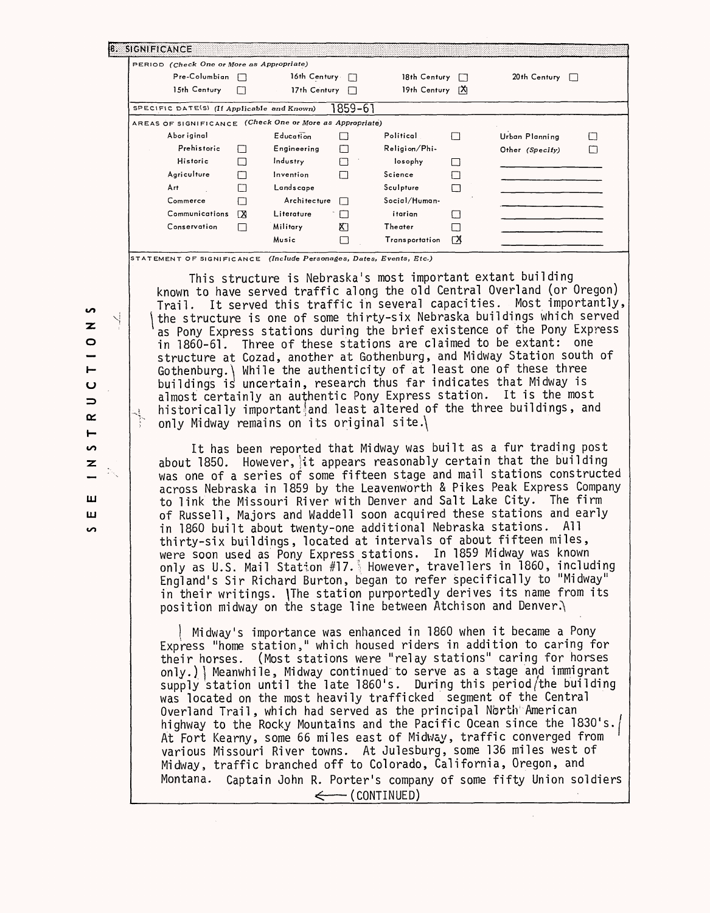## 8. SIGNIFICANCE

PERIOD *(Check One or More as Appropriate)*

| | | | |
|---|---|---|---|
| Pre-Columbian ☐ | 16th Century ☐ | 18th Century ☐ | 20th Century ☐ |
| 15th Century ☐ | 17th Century ☐ | 19th Century ☒ | |

SPECIFIC DATE(S) *(If Applicable and Known)* 1859-61

AREAS OF SIGNIFICANCE *(Check One or More as Appropriate)*

| | | | |
|---|---|---|---|
| Aboriginal | Education ☐ | Political ☐ | Urban Planning ☐ |
| Prehistoric ☐ | Engineering ☐ | Religion/Philosophy ☐ | Other (Specify) ☐ |
| Historic ☐ | Industry ☐ | Science ☐ | |
| Agriculture ☐ | Invention ☐ | Sculpture ☐ | |
| Art ☐ | Landscape Architecture ☐ | Social/Humanitarian ☐ | |
| Commerce ☐ | Literature ☐ | Theater ☐ | |
| Communications ☒ | Military ☒ | Transportation ☒ | |
| Conservation ☐ | Music ☐ | | |

STATEMENT OF SIGNIFICANCE *(Include Personages, Dates, Events, Etc.)*

This structure is Nebraska's most important extant building known to have served traffic along the old Central Overland (or Oregon) Trail. It served this traffic in several capacities. Most importantly, the structure is one of some thirty-six Nebraska buildings which served as Pony Express stations during the brief existence of the Pony Express in 1860-61. Three of these stations are claimed to be extant: one structure at Cozad, another at Gothenburg, and Midway Station south of Gothenburg. While the authenticity of at least one of these three buildings is uncertain, research thus far indicates that Midway is almost certainly an authentic Pony Express station. It is the most historically important and least altered of the three buildings, and only Midway remains on its original site.

It has been reported that Midway was built as a fur trading post about 1850. However, it appears reasonably certain that the building was one of a series of some fifteen stage and mail stations constructed across Nebraska in 1859 by the Leavenworth & Pikes Peak Express Company to link the Missouri River with Denver and Salt Lake City. The firm of Russell, Majors and Waddell soon acquired these stations and early in 1860 built about twenty-one additional Nebraska stations. All thirty-six buildings, located at intervals of about fifteen miles, were soon used as Pony Express stations. In 1859 Midway was known only as U.S. Mail Station #17. However, travellers in 1860, including England's Sir Richard Burton, began to refer specifically to "Midway" in their writings. The station purportedly derives its name from its position midway on the stage line between Atchison and Denver.

Midway's importance was enhanced in 1860 when it became a Pony Express "home station," which housed riders in addition to caring for their horses. (Most stations were "relay stations" caring for horses only.) Meanwhile, Midway continued to serve as a stage and immigrant supply station until the late 1860's. During this period the building was located on the most heavily trafficked segment of the Central Overland Trail, which had served as the principal North American highway to the Rocky Mountains and the Pacific Ocean since the 1830's. At Fort Kearny, some 66 miles east of Midway, traffic converged from various Missouri River towns. At Julesburg, some 136 miles west of Midway, traffic branched off to Colorado, California, Oregon, and Montana. Captain John R. Porter's company of some fifty Union soldiers

← (CONTINUED)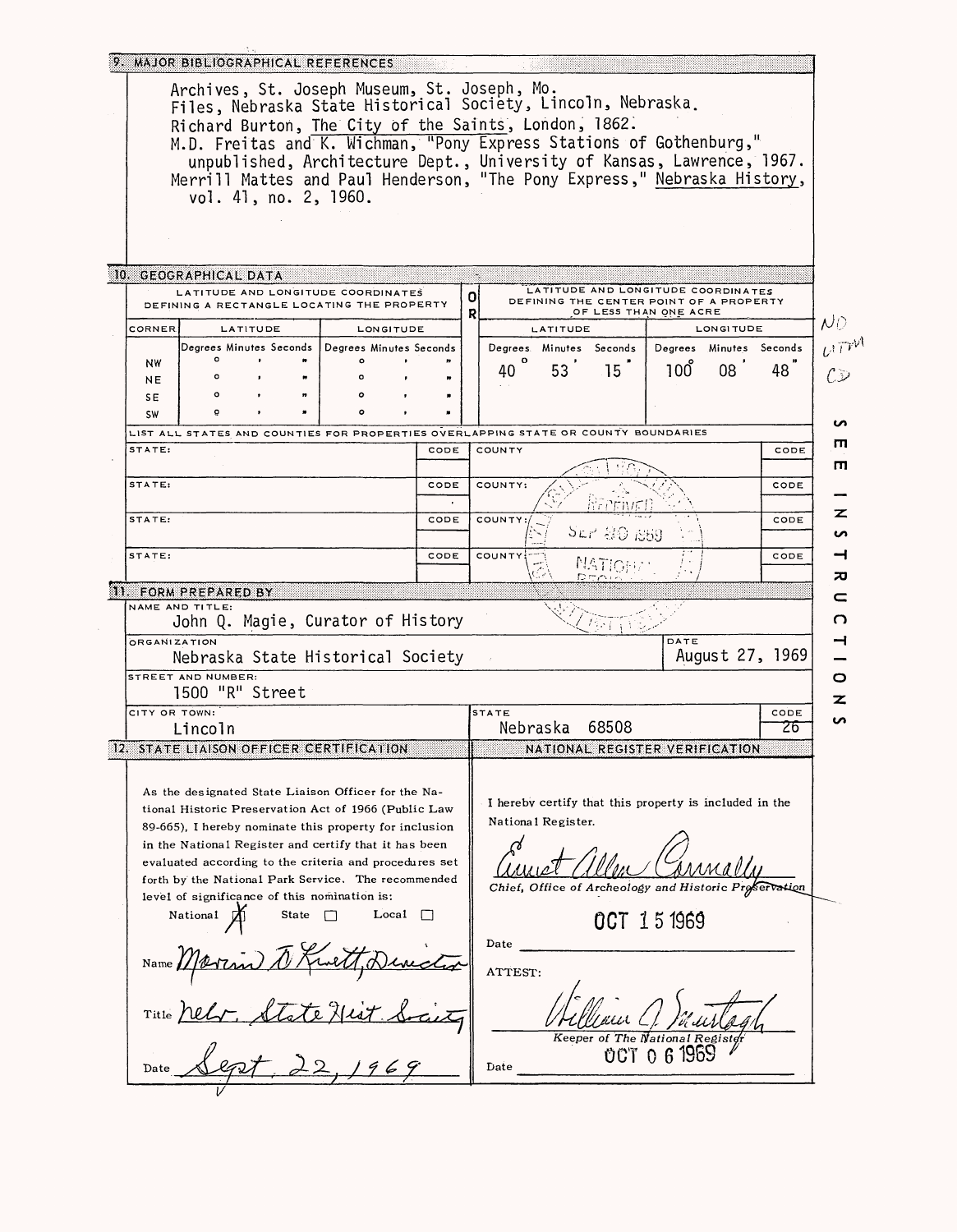## 9. MAJOR BIBLIOGRAPHICAL REFERENCES

Archives, St. Joseph Museum, St. Joseph, Mo.
Files, Nebraska State Historical Society, Lincoln, Nebraska.
Richard Burton, The City of the Saints, London, 1862.
M.D. Freitas and K. Wichman, "Pony Express Stations of Gothenburg," unpublished, Architecture Dept., University of Kansas, Lawrence, 1967.
Merrill Mattes and Paul Henderson, "The Pony Express," Nebraska History, vol. 41, no. 2, 1960.

## 10. GEOGRAPHICAL DATA

| LATITUDE AND LONGITUDE COORDINATES DEFINING A RECTANGLE LOCATING THE PROPERTY | | | OR | LATITUDE AND LONGITUDE COORDINATES DEFINING THE CENTER POINT OF A PROPERTY OF LESS THAN ONE ACRE | |
|---|---|---|---|---|---|
| CORNER | LATITUDE | LONGITUDE | | LATITUDE | LONGITUDE |
| | Degrees Minutes Seconds | Degrees Minutes Seconds | | Degrees Minutes Seconds | Degrees Minutes Seconds |
| NW | ° ' " | ° ' " | | 40° 53' 15" | 100° 08' 48" |
| NE | ° ' " | ° ' " | | | |
| SE | ° ' " | ° ' " | | | |
| SW | ° ' " | ° ' " | | | |

NO UTM CD

LIST ALL STATES AND COUNTIES FOR PROPERTIES OVERLAPPING STATE OR COUNTY BOUNDARIES

| STATE: | CODE | COUNTY | CODE |
|---|---|---|---|
| STATE: | CODE | COUNTY: | CODE |
| STATE: | CODE | COUNTY: | CODE |
| STATE: | CODE | COUNTY: | CODE |

RECEIVED SEP 30 1969 NATIONAL REGISTER

SEE INSTRUCTIONS

## 11. FORM PREPARED BY

NAME AND TITLE: John Q. Magie, Curator of History

ORGANIZATION: Nebraska State Historical Society

DATE: August 27, 1969

STREET AND NUMBER: 1500 "R" Street

CITY OR TOWN: Lincoln

STATE: Nebraska 68508

CODE: 26

## 12. STATE LIAISON OFFICER CERTIFICATION

As the designated State Liaison Officer for the National Historic Preservation Act of 1966 (Public Law 89-665), I hereby nominate this property for inclusion in the National Register and certify that it has been evaluated according to the criteria and procedures set forth by the National Park Service. The recommended level of significance of this nomination is:

National [X] State [ ] Local [ ]

Name Marvin F. Kivett, Director

Title Nebr. State Hist. Society

Date Sept. 22, 1969

## NATIONAL REGISTER VERIFICATION

I hereby certify that this property is included in the National Register.

Ernest Allen Connally
Chief, Office of Archeology and Historic Preservation

Date OCT 15 1969

ATTEST:

William J. Murtagh
Keeper of The National Register

Date OCT 06 1969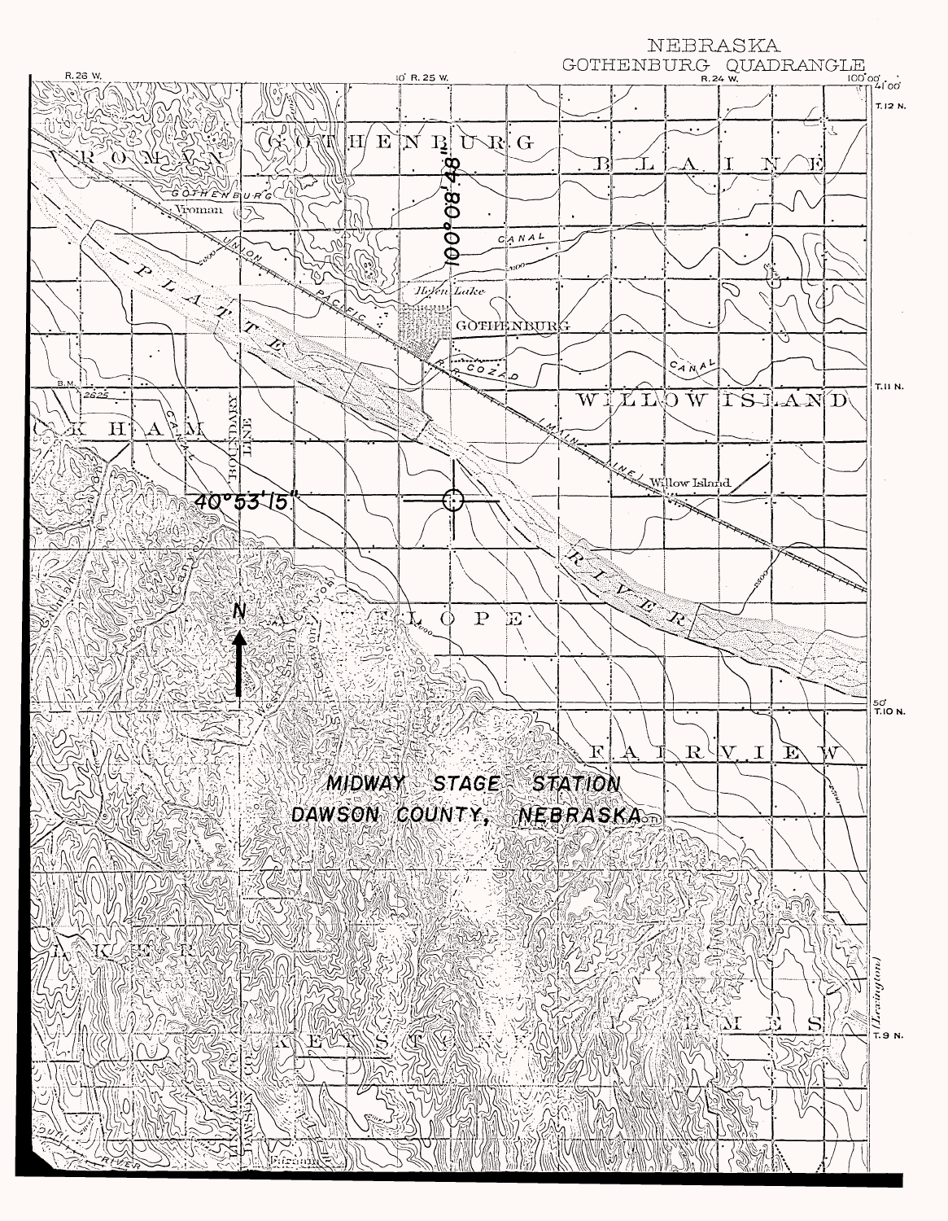NEBRASKA
GOTHENBURG QUADRANGLE

100°08'48"

40°53'15"

MIDWAY STAGE STATION
DAWSON COUNTY, NEBRASKA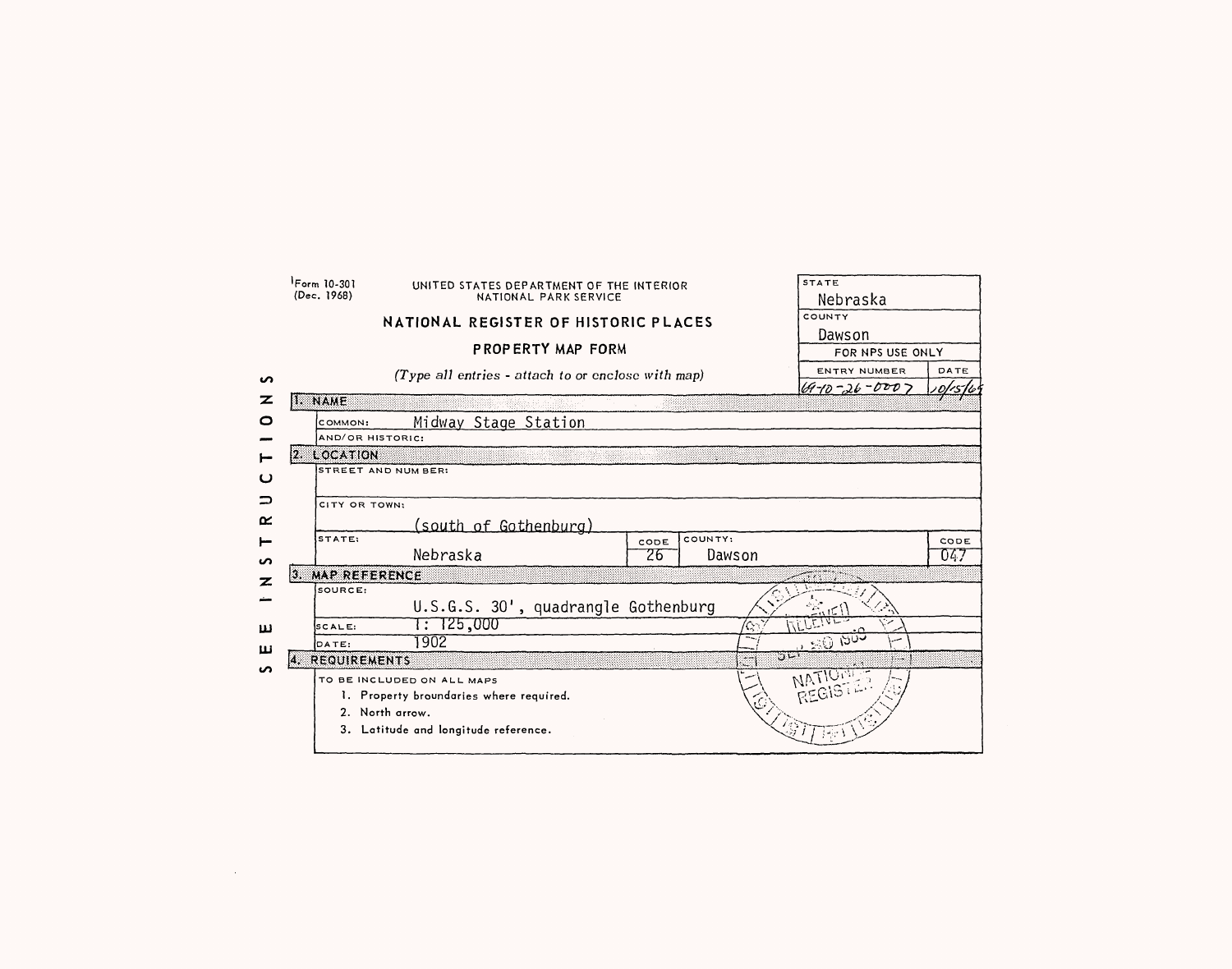Form 10-301
(Dec. 1968)

UNITED STATES DEPARTMENT OF THE INTERIOR
NATIONAL PARK SERVICE

# NATIONAL REGISTER OF HISTORIC PLACES

## PROPERTY MAP FORM

*(Type all entries - attach to or enclose with map)*

| STATE | |
|---|---|
| Nebraska | |
| COUNTY | |
| Dawson | |
| FOR NPS USE ONLY | |
| ENTRY NUMBER | DATE |
| 69-10-26-0007 | 10/15/69 |

SEE INSTRUCTIONS

**1. NAME**

COMMON: Midway Stage Station

AND/OR HISTORIC:

**2. LOCATION**

STREET AND NUMBER:

CITY OR TOWN: (south of Gothenburg)

| STATE: | CODE | COUNTY: | CODE |
|---|---|---|---|
| Nebraska | 26 | Dawson | 047 |

**3. MAP REFERENCE**

SOURCE: U.S.G.S. 30', quadrangle Gothenburg

SCALE: 1: 125,000

DATE: 1902

RECEIVED SEP 30 1969 NATIONAL REGISTER

**4. REQUIREMENTS**

TO BE INCLUDED ON ALL MAPS

1. Property broundaries where required.
2. North arrow.
3. Latitude and longitude reference.